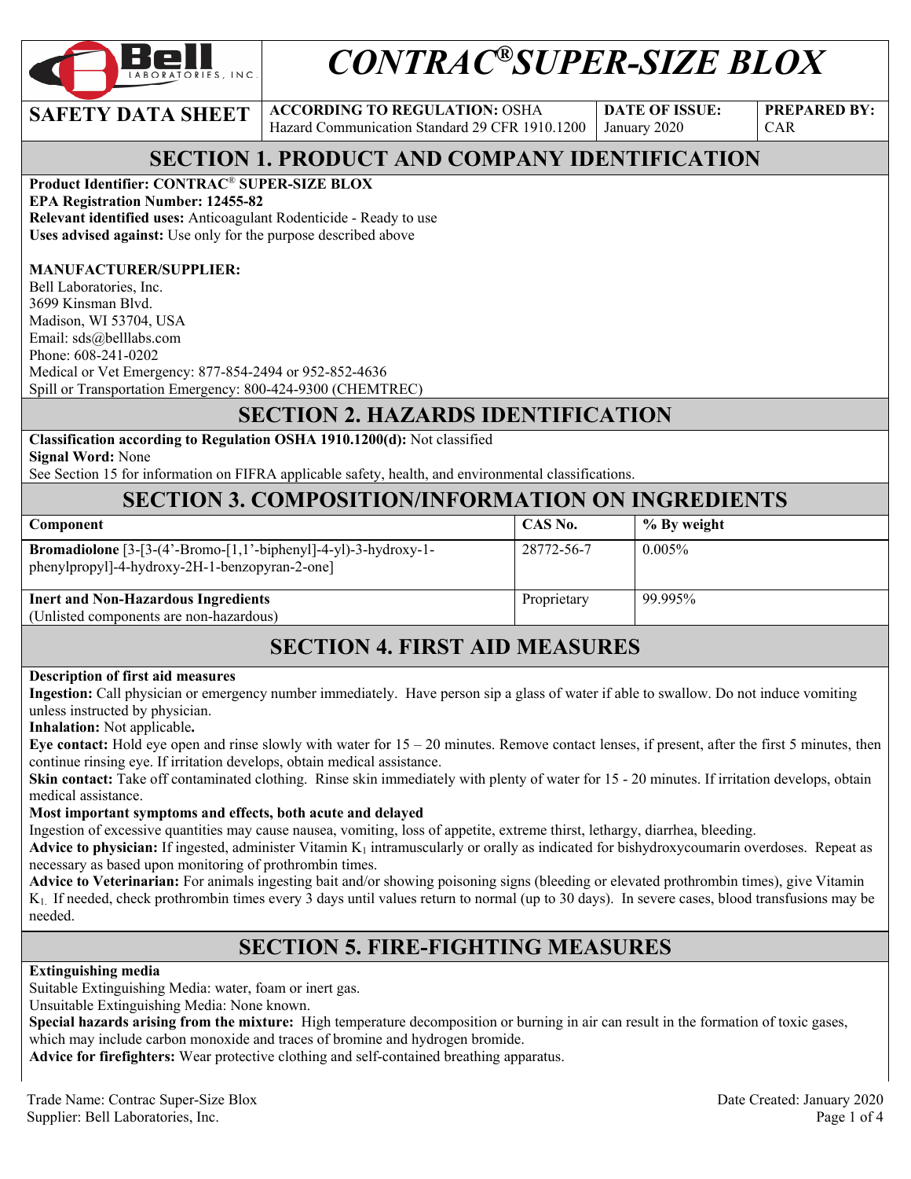# CONTRAC® SUPER-SIZE BLOX

| SAFETY DATA SHEET | ACCORDING TO REGULATION: OSHA Hazard Communication Standard 29 CFR 1910.1200 | DATE OF ISSUE: January 2020 | PREPARED BY: CAR |
|---|---|---|---|

## SECTION 1. PRODUCT AND COMPANY IDENTIFICATION

**Product Identifier: CONTRAC® SUPER-SIZE BLOX**
**EPA Registration Number: 12455-82**
**Relevant identified uses:** Anticoagulant Rodenticide - Ready to use
**Uses advised against:** Use only for the purpose described above

**MANUFACTURER/SUPPLIER:**
Bell Laboratories, Inc.
3699 Kinsman Blvd.
Madison, WI 53704, USA
Email: sds@belllabs.com
Phone: 608-241-0202
Medical or Vet Emergency: 877-854-2494 or 952-852-4636
Spill or Transportation Emergency: 800-424-9300 (CHEMTREC)

## SECTION 2. HAZARDS IDENTIFICATION

**Classification according to Regulation OSHA 1910.1200(d):** Not classified
**Signal Word:** None
See Section 15 for information on FIFRA applicable safety, health, and environmental classifications.

## SECTION 3. COMPOSITION/INFORMATION ON INGREDIENTS

| Component | CAS No. | % By weight |
|---|---|---|
| **Bromadiolone** [3-[3-(4'-Bromo-[1,1'-biphenyl]-4-yl)-3-hydroxy-1-phenylpropyl]-4-hydroxy-2H-1-benzopyran-2-one] | 28772-56-7 | 0.005% |
| **Inert and Non-Hazardous Ingredients** (Unlisted components are non-hazardous) | Proprietary | 99.995% |

## SECTION 4. FIRST AID MEASURES

**Description of first aid measures**
**Ingestion:** Call physician or emergency number immediately. Have person sip a glass of water if able to swallow. Do not induce vomiting unless instructed by physician.
**Inhalation:** Not applicable**.**
**Eye contact:** Hold eye open and rinse slowly with water for 15 – 20 minutes. Remove contact lenses, if present, after the first 5 minutes, then continue rinsing eye. If irritation develops, obtain medical assistance.
**Skin contact:** Take off contaminated clothing. Rinse skin immediately with plenty of water for 15 - 20 minutes. If irritation develops, obtain medical assistance.
**Most important symptoms and effects, both acute and delayed**
Ingestion of excessive quantities may cause nausea, vomiting, loss of appetite, extreme thirst, lethargy, diarrhea, bleeding.
**Advice to physician:** If ingested, administer Vitamin $K_1$ intramuscularly or orally as indicated for bishydroxycoumarin overdoses. Repeat as necessary as based upon monitoring of prothrombin times.
**Advice to Veterinarian:** For animals ingesting bait and/or showing poisoning signs (bleeding or elevated prothrombin times), give Vitamin $K_1$. If needed, check prothrombin times every 3 days until values return to normal (up to 30 days). In severe cases, blood transfusions may be needed.

## SECTION 5. FIRE-FIGHTING MEASURES

**Extinguishing media**
Suitable Extinguishing Media: water, foam or inert gas.
Unsuitable Extinguishing Media: None known.
**Special hazards arising from the mixture:** High temperature decomposition or burning in air can result in the formation of toxic gases, which may include carbon monoxide and traces of bromine and hydrogen bromide.
**Advice for firefighters:** Wear protective clothing and self-contained breathing apparatus.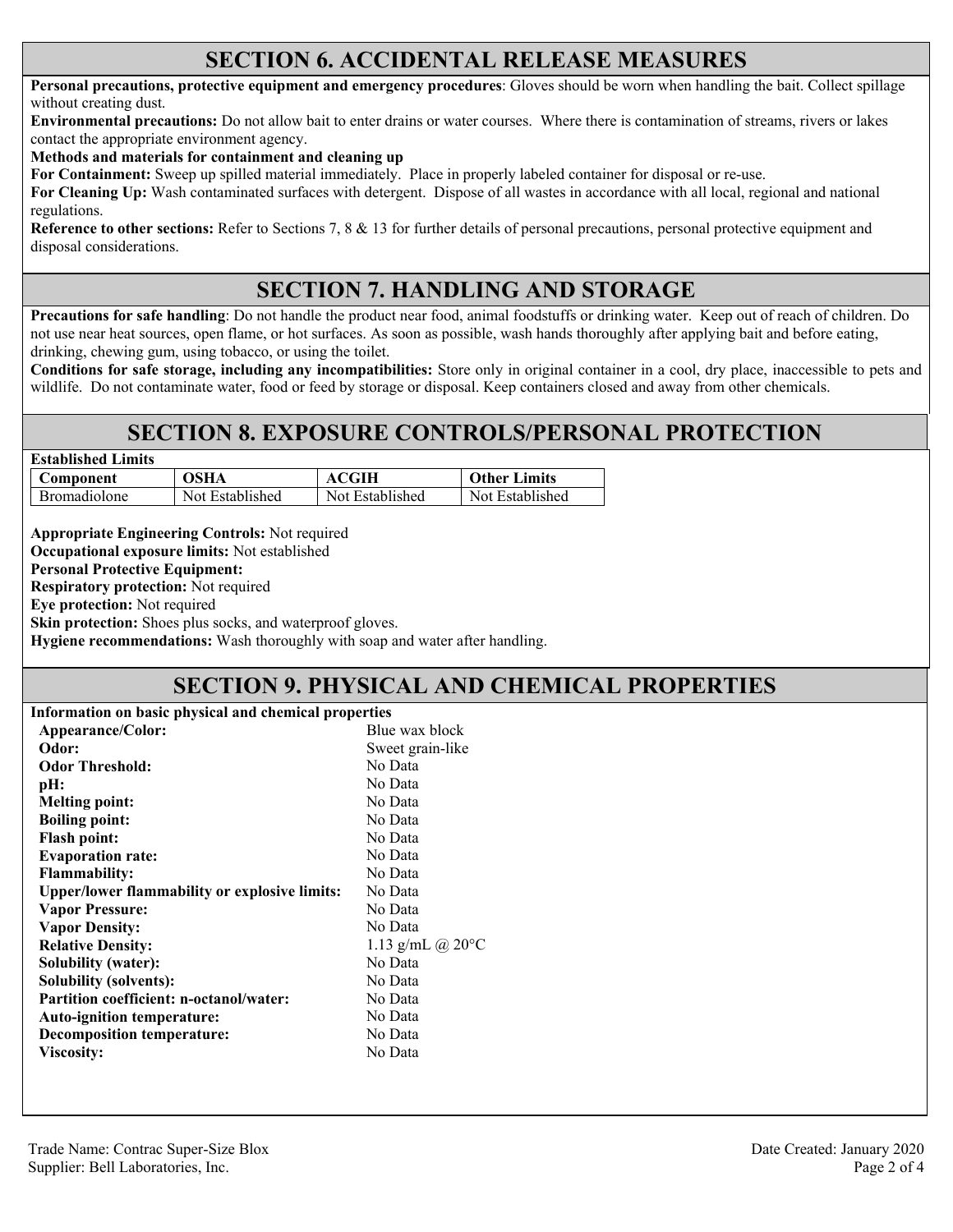## SECTION 6. ACCIDENTAL RELEASE MEASURES

**Personal precautions, protective equipment and emergency procedures**: Gloves should be worn when handling the bait. Collect spillage without creating dust.

**Environmental precautions:** Do not allow bait to enter drains or water courses. Where there is contamination of streams, rivers or lakes contact the appropriate environment agency.

**Methods and materials for containment and cleaning up**

**For Containment:** Sweep up spilled material immediately. Place in properly labeled container for disposal or re-use.

**For Cleaning Up:** Wash contaminated surfaces with detergent. Dispose of all wastes in accordance with all local, regional and national regulations.

**Reference to other sections:** Refer to Sections 7, 8 & 13 for further details of personal precautions, personal protective equipment and disposal considerations.

## SECTION 7. HANDLING AND STORAGE

**Precautions for safe handling**: Do not handle the product near food, animal foodstuffs or drinking water. Keep out of reach of children. Do not use near heat sources, open flame, or hot surfaces. As soon as possible, wash hands thoroughly after applying bait and before eating, drinking, chewing gum, using tobacco, or using the toilet.

**Conditions for safe storage, including any incompatibilities:** Store only in original container in a cool, dry place, inaccessible to pets and wildlife. Do not contaminate water, food or feed by storage or disposal. Keep containers closed and away from other chemicals.

## SECTION 8. EXPOSURE CONTROLS/PERSONAL PROTECTION

**Established Limits**

| Component | OSHA | ACGIH | Other Limits |
|---|---|---|---|
| Bromadiolone | Not Established | Not Established | Not Established |

**Appropriate Engineering Controls:** Not required

**Occupational exposure limits:** Not established

**Personal Protective Equipment:**

**Respiratory protection:** Not required

**Eye protection:** Not required

**Skin protection:** Shoes plus socks, and waterproof gloves.

**Hygiene recommendations:** Wash thoroughly with soap and water after handling.

## SECTION 9. PHYSICAL AND CHEMICAL PROPERTIES

**Information on basic physical and chemical properties**

| Property | Value |
|---|---|
| **Appearance/Color:** | Blue wax block |
| **Odor:** | Sweet grain-like |
| **Odor Threshold:** | No Data |
| **pH:** | No Data |
| **Melting point:** | No Data |
| **Boiling point:** | No Data |
| **Flash point:** | No Data |
| **Evaporation rate:** | No Data |
| **Flammability:** | No Data |
| **Upper/lower flammability or explosive limits:** | No Data |
| **Vapor Pressure:** | No Data |
| **Vapor Density:** | No Data |
| **Relative Density:** | 1.13 g/mL @ 20°C |
| **Solubility (water):** | No Data |
| **Solubility (solvents):** | No Data |
| **Partition coefficient: n-octanol/water:** | No Data |
| **Auto-ignition temperature:** | No Data |
| **Decomposition temperature:** | No Data |
| **Viscosity:** | No Data |

Trade Name: Contrac Super-Size Blox
Supplier: Bell Laboratories, Inc.
Date Created: January 2020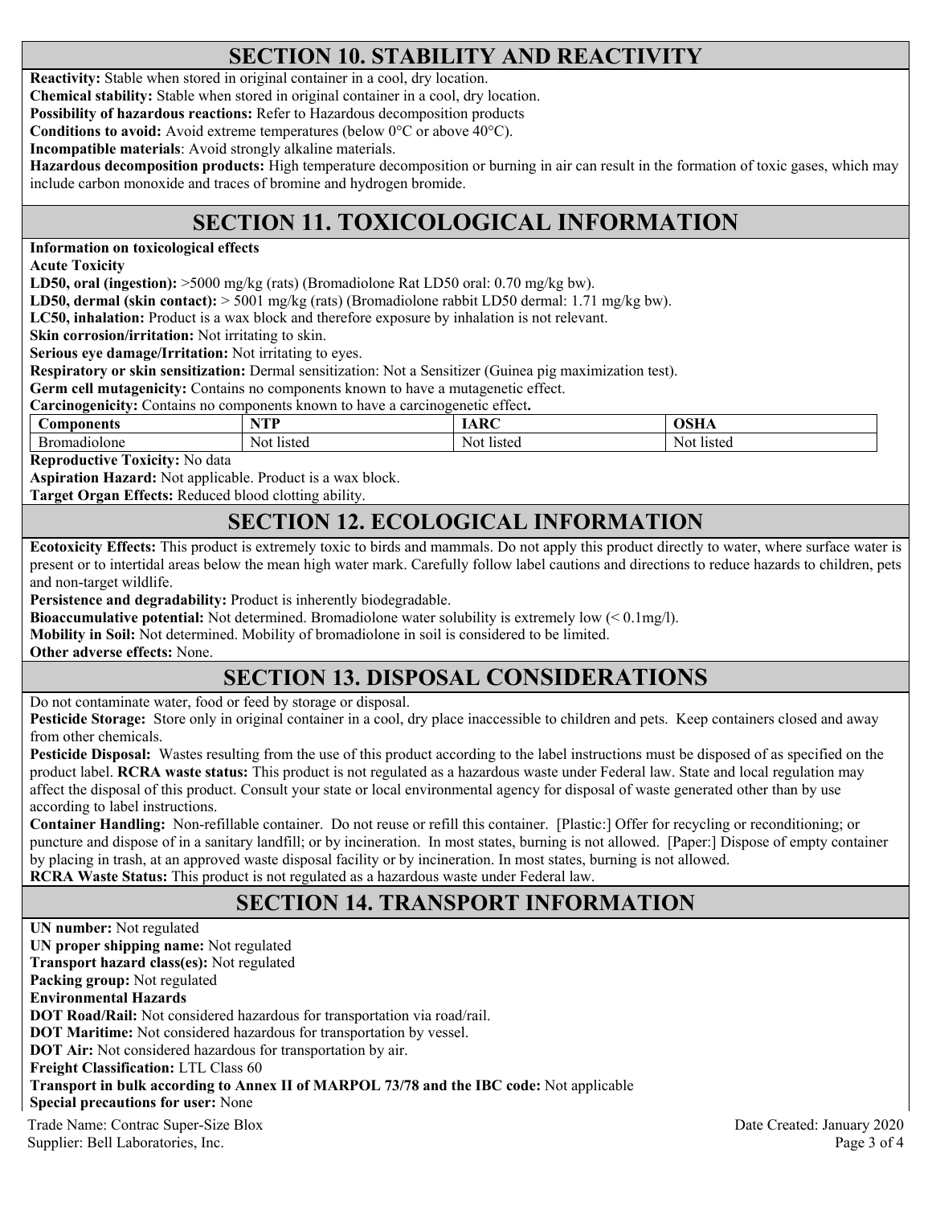## SECTION 10. STABILITY AND REACTIVITY

**Reactivity:** Stable when stored in original container in a cool, dry location.
**Chemical stability:** Stable when stored in original container in a cool, dry location.
**Possibility of hazardous reactions:** Refer to Hazardous decomposition products
**Conditions to avoid:** Avoid extreme temperatures (below 0°C or above 40°C).
**Incompatible materials**: Avoid strongly alkaline materials.
**Hazardous decomposition products:** High temperature decomposition or burning in air can result in the formation of toxic gases, which may include carbon monoxide and traces of bromine and hydrogen bromide.

## SECTION 11. TOXICOLOGICAL INFORMATION

**Information on toxicological effects**
**Acute Toxicity**
**LD50, oral (ingestion):** >5000 mg/kg (rats) (Bromadiolone Rat LD50 oral: 0.70 mg/kg bw).
**LD50, dermal (skin contact):** > 5001 mg/kg (rats) (Bromadiolone rabbit LD50 dermal: 1.71 mg/kg bw).
**LC50, inhalation:** Product is a wax block and therefore exposure by inhalation is not relevant.
**Skin corrosion/irritation:** Not irritating to skin.
**Serious eye damage/Irritation:** Not irritating to eyes.
**Respiratory or skin sensitization:** Dermal sensitization: Not a Sensitizer (Guinea pig maximization test).
**Germ cell mutagenicity:** Contains no components known to have a mutagenetic effect.
**Carcinogenicity:** Contains no components known to have a carcinogenetic effect**.**

| Components | NTP | IARC | OSHA |
|---|---|---|---|
| Bromadiolone | Not listed | Not listed | Not listed |

**Reproductive Toxicity:** No data
**Aspiration Hazard:** Not applicable. Product is a wax block.
**Target Organ Effects:** Reduced blood clotting ability.

## SECTION 12. ECOLOGICAL INFORMATION

**Ecotoxicity Effects:** This product is extremely toxic to birds and mammals. Do not apply this product directly to water, where surface water is present or to intertidal areas below the mean high water mark. Carefully follow label cautions and directions to reduce hazards to children, pets and non-target wildlife.
**Persistence and degradability:** Product is inherently biodegradable.
**Bioaccumulative potential:** Not determined. Bromadiolone water solubility is extremely low (< 0.1mg/l).
**Mobility in Soil:** Not determined. Mobility of bromadiolone in soil is considered to be limited.
**Other adverse effects:** None.

## SECTION 13. DISPOSAL CONSIDERATIONS

Do not contaminate water, food or feed by storage or disposal.
**Pesticide Storage:** Store only in original container in a cool, dry place inaccessible to children and pets. Keep containers closed and away from other chemicals.
**Pesticide Disposal:** Wastes resulting from the use of this product according to the label instructions must be disposed of as specified on the product label. **RCRA waste status:** This product is not regulated as a hazardous waste under Federal law. State and local regulation may affect the disposal of this product. Consult your state or local environmental agency for disposal of waste generated other than by use according to label instructions.
**Container Handling:** Non-refillable container. Do not reuse or refill this container. [Plastic:] Offer for recycling or reconditioning; or puncture and dispose of in a sanitary landfill; or by incineration. In most states, burning is not allowed. [Paper:] Dispose of empty container by placing in trash, at an approved waste disposal facility or by incineration. In most states, burning is not allowed.
**RCRA Waste Status:** This product is not regulated as a hazardous waste under Federal law.

## SECTION 14. TRANSPORT INFORMATION

**UN number:** Not regulated
**UN proper shipping name:** Not regulated
**Transport hazard class(es):** Not regulated
**Packing group:** Not regulated
**Environmental Hazards**
**DOT Road/Rail:** Not considered hazardous for transportation via road/rail.
**DOT Maritime:** Not considered hazardous for transportation by vessel.
**DOT Air:** Not considered hazardous for transportation by air.
**Freight Classification:** LTL Class 60
**Transport in bulk according to Annex II of MARPOL 73/78 and the IBC code:** Not applicable
**Special precautions for user:** None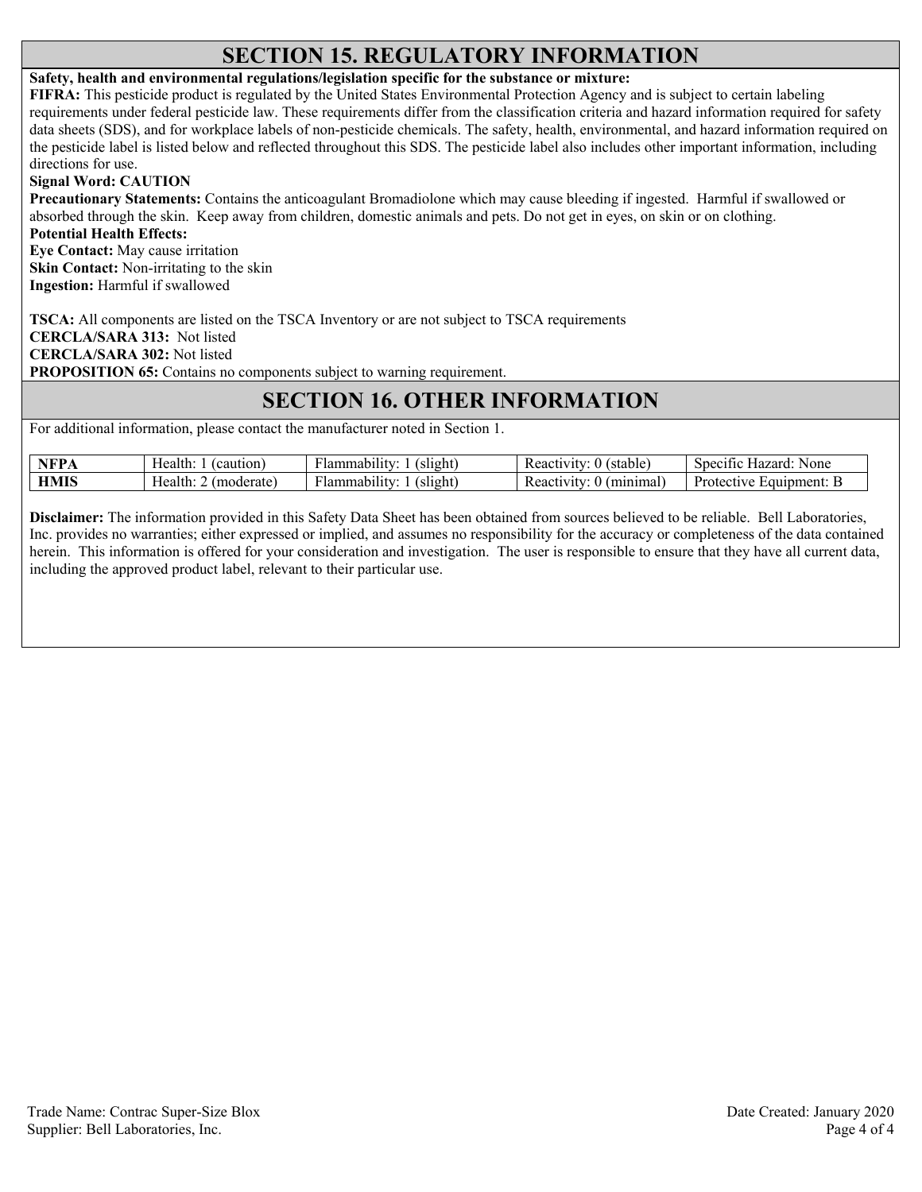## SECTION 15. REGULATORY INFORMATION

**Safety, health and environmental regulations/legislation specific for the substance or mixture:**

**FIFRA:** This pesticide product is regulated by the United States Environmental Protection Agency and is subject to certain labeling requirements under federal pesticide law. These requirements differ from the classification criteria and hazard information required for safety data sheets (SDS), and for workplace labels of non-pesticide chemicals. The safety, health, environmental, and hazard information required on the pesticide label is listed below and reflected throughout this SDS. The pesticide label also includes other important information, including directions for use.

**Signal Word: CAUTION**

**Precautionary Statements:** Contains the anticoagulant Bromadiolone which may cause bleeding if ingested. Harmful if swallowed or absorbed through the skin. Keep away from children, domestic animals and pets. Do not get in eyes, on skin or on clothing.

**Potential Health Effects:**

**Eye Contact:** May cause irritation

**Skin Contact:** Non-irritating to the skin

**Ingestion:** Harmful if swallowed

**TSCA:** All components are listed on the TSCA Inventory or are not subject to TSCA requirements

**CERCLA/SARA 313:** Not listed

**CERCLA/SARA 302:** Not listed

**PROPOSITION 65:** Contains no components subject to warning requirement.

## SECTION 16. OTHER INFORMATION

For additional information, please contact the manufacturer noted in Section 1.

| | | | | |
|---|---|---|---|---|
| **NFPA** | Health: 1 (caution) | Flammability: 1 (slight) | Reactivity: 0 (stable) | Specific Hazard: None |
| **HMIS** | Health: 2 (moderate) | Flammability: 1 (slight) | Reactivity: 0 (minimal) | Protective Equipment: B |

**Disclaimer:** The information provided in this Safety Data Sheet has been obtained from sources believed to be reliable. Bell Laboratories, Inc. provides no warranties; either expressed or implied, and assumes no responsibility for the accuracy or completeness of the data contained herein. This information is offered for your consideration and investigation. The user is responsible to ensure that they have all current data, including the approved product label, relevant to their particular use.